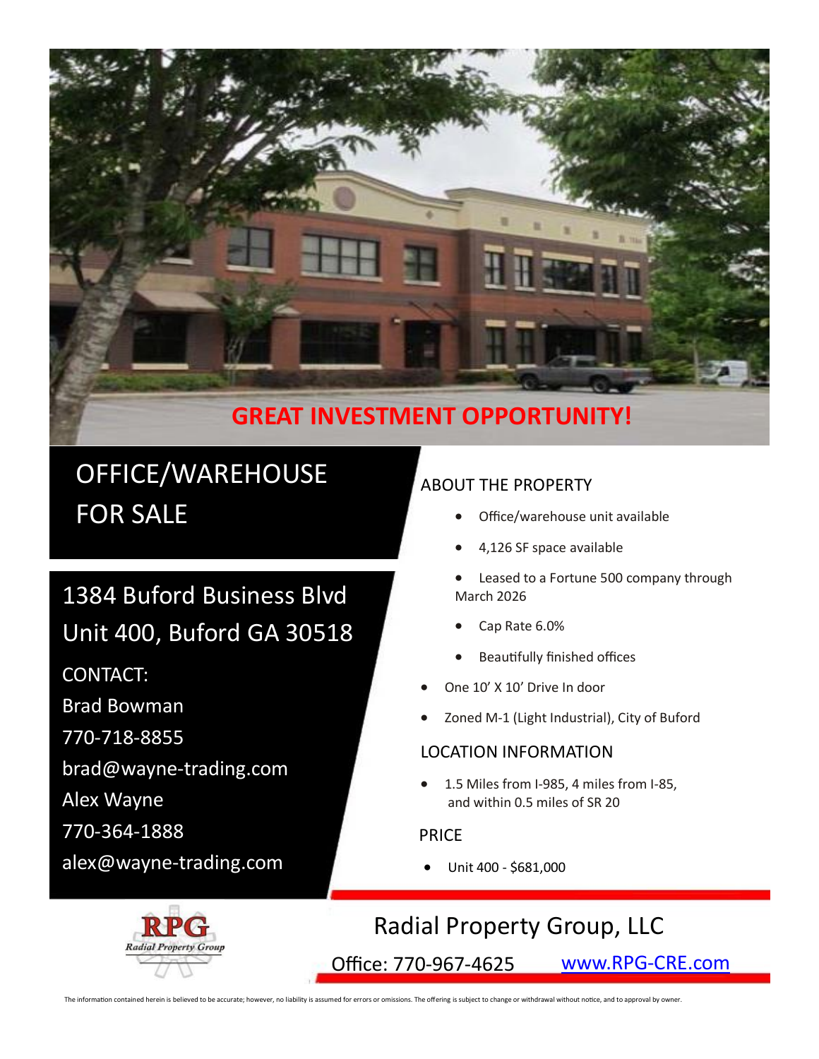# GREAT INVESTMENT OPPORTUNITY!

## OFFICE/WAREHOUSE FOR SALE

1384 Buford Business Blvd
Unit 400, Buford GA 30518

CONTACT:

Brad Bowman
770-718-8855
brad@wayne-trading.com

Alex Wayne
770-364-1888
alex@wayne-trading.com

### ABOUT THE PROPERTY

- Office/warehouse unit available
- 4,126 SF space available
- Leased to a Fortune 500 company through March 2026
- Cap Rate 6.0%
- Beautifully finished offices
- One 10' X 10' Drive In door
- Zoned M-1 (Light Industrial), City of Buford

### LOCATION INFORMATION

- 1.5 Miles from I-985, 4 miles from I-85, and within 0.5 miles of SR 20

### PRICE

- Unit 400 - $681,000

RPG Radial Property Group

Radial Property Group, LLC

Office: 770-967-4625 www.RPG-CRE.com

The information contained herein is believed to be accurate; however, no liability is assumed for errors or omissions. The offering is subject to change or withdrawal without notice, and to approval by owner.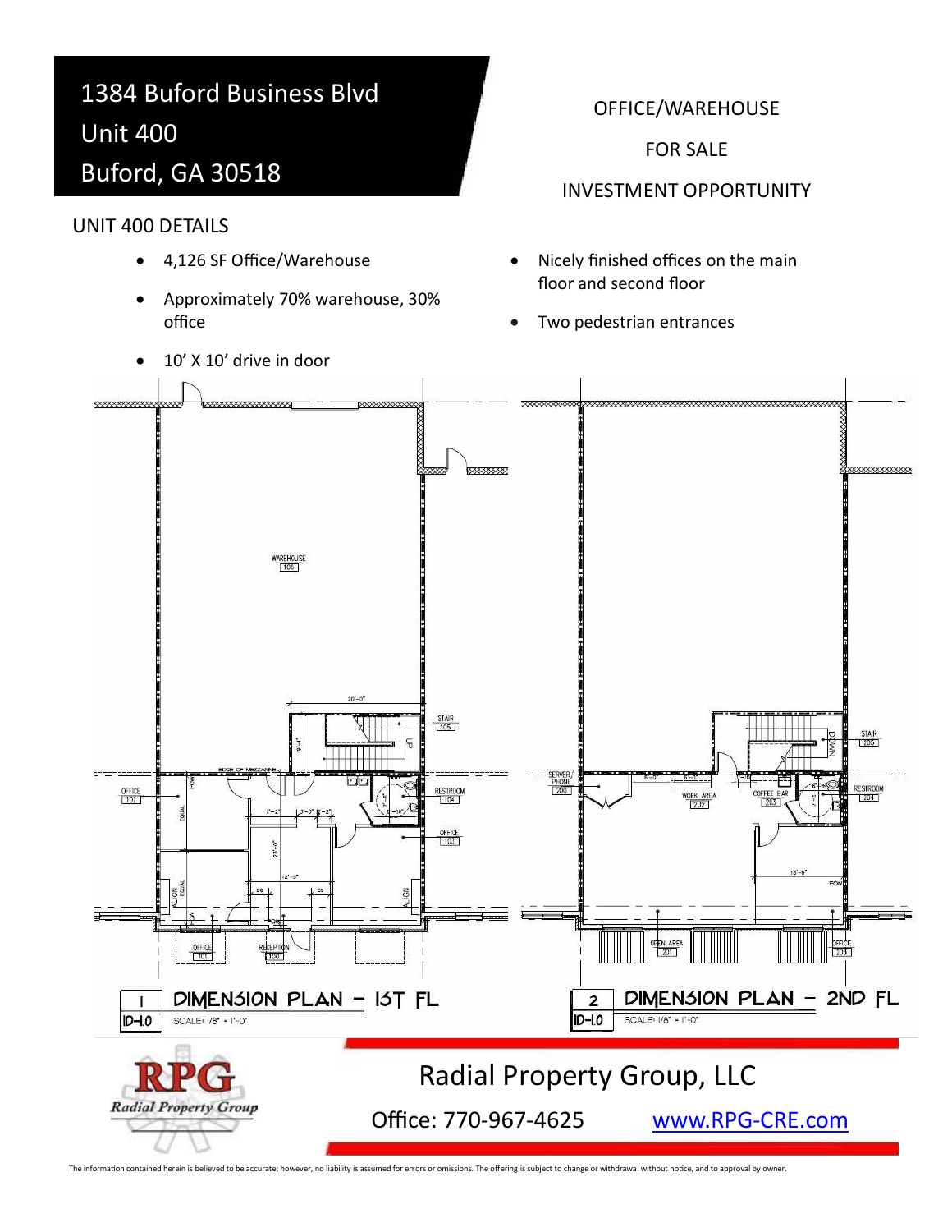# 1384 Buford Business Blvd
# Unit 400
# Buford, GA 30518

OFFICE/WAREHOUSE

FOR SALE

INVESTMENT OPPORTUNITY

## UNIT 400 DETAILS

- 4,126 SF Office/Warehouse
- Approximately 70% warehouse, 30% office
- 10' X 10' drive in door
- Nicely finished offices on the main floor and second floor
- Two pedestrian entrances

WAREHOUSE 106

STAIR 105

OFFICE 102

RESTROOM 104

OFFICE 103

OFFICE 101

RECEPTION 100

1 DIMENSION PLAN – 1ST FL

ID-1.0 SCALE: 1/8" = 1'-0"

SERVER/PHONE 200

WORK AREA 202

COFFEE BAR 203

STAIR 205

RESTROOM 204

OPEN AREA 201

OFFICE 206

2 DIMENSION PLAN – 2ND FL

ID-1.0 SCALE: 1/8" = 1'-0"

Radial Property Group, LLC

Office: 770-967-4625 www.RPG-CRE.com

The information contained herein is believed to be accurate; however, no liability is assumed for errors or omissions. The offering is subject to change or withdrawal without notice, and to approval by owner.